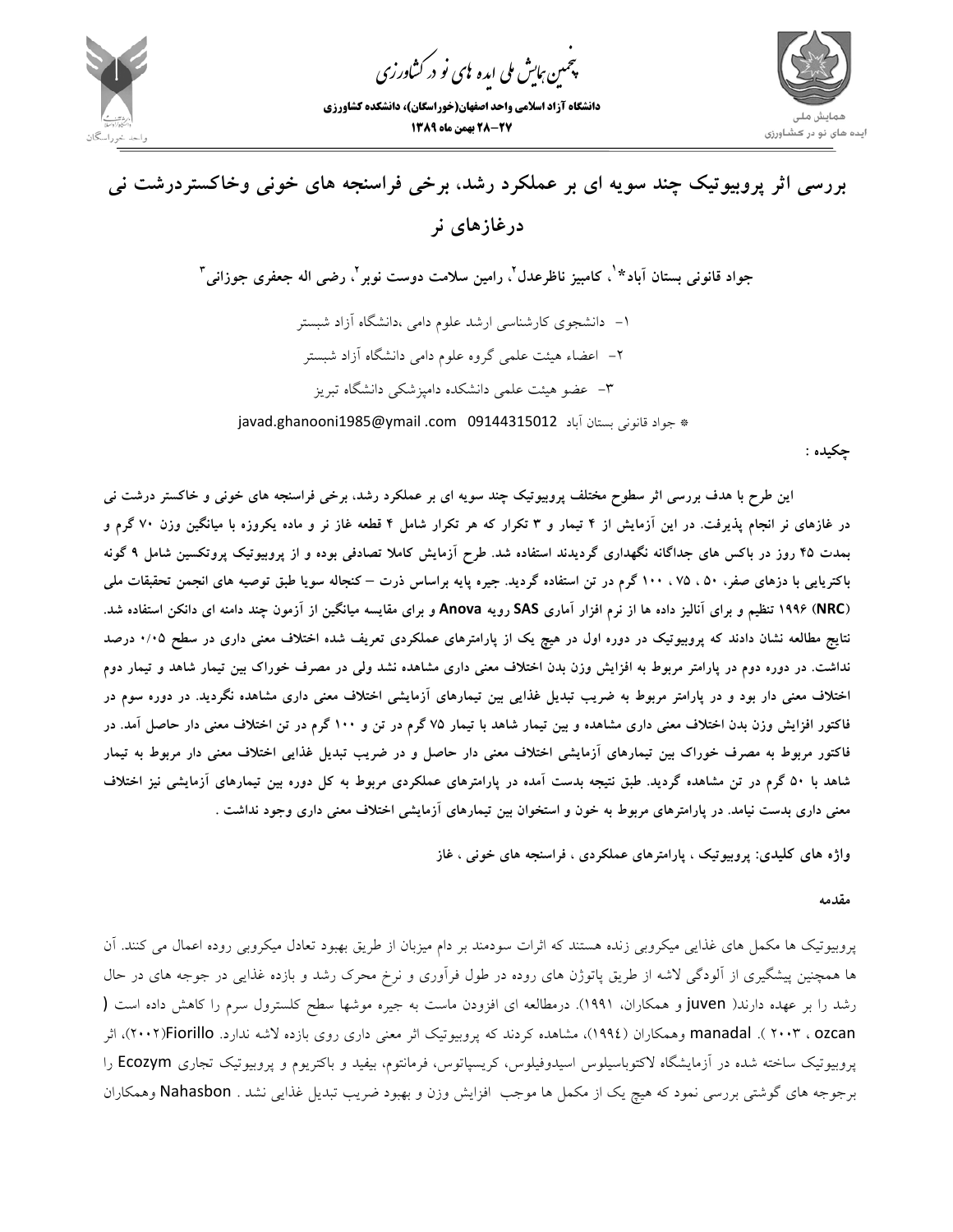# بررسی اثر پروبیوتیک چند سویه ای بر عملکرد رشد، برخی فراسنجه های خونی وخاکستردرشت نی درغازهای نر

**جواد قانونی بستان آباد*[1]، کامبیز ناظرعدل[2]، رامین سلامت دوست نوبر[2]، رضی اله جعفری جوزانی[3]**

۱- دانشجوی کارشناسی ارشد علوم دامی ،دانشگاه آزاد شبستر

۲- اعضاء هیئت علمی گروه علوم دامی دانشگاه آزاد شبستر

۳- عضو هیئت علمی دانشکده دامپزشکی دانشگاه تبریز

* جواد قانونی بستان آباد 09144315012 javad.ghanooni1985@ymail .com

**چکیده :**

**این طرح با هدف بررسی اثر سطوح مختلف پروبیوتیک چند سویه ای بر عملکرد رشد، برخی فراسنجه های خونی و خاکستر درشت نی در غازهای نر انجام پذیرفت. در این آزمایش از ۴ تیمار و ۳ تکرار که هر تکرار شامل ۴ قطعه غاز نر و ماده یکروزه با میانگین وزن ۷۰ گرم و بمدت ۴۵ روز در باکس های جداگانه نگهداری گردیدند استفاده شد. طرح آزمایش کاملا تصادفی بوده و از پروبیوتیک پروتکسین شامل ۹ گونه باکتریایی با دزهای صفر، ۵۰ ، ۷۵ ، ۱۰۰ گرم در تن استفاده گردید. جیره پایه براساس ذرت – کنجاله سویا طبق توصیه های انجمن تحقیقات ملی (NRC) ۱۹۹۶ تنظیم و برای آنالیز داده ها از نرم افزار آماری SAS رویه Anova و برای مقایسه میانگین از آزمون چند دامنه ای دانکن استفاده شد. نتایج مطالعه نشان دادند که پروبیوتیک در دوره اول در هیچ یک از پارامترهای عملکردی تعریف شده اختلاف معنی داری در سطح ۰/۰۵ درصد نداشت. در دوره دوم در پارامتر مربوط به افزایش وزن بدن اختلاف معنی داری مشاهده نشد ولی در مصرف خوراک بین تیمار شاهد و تیمار دوم اختلاف معنی دار بود و در پارامتر مربوط به ضریب تبدیل غذایی بین تیمارهای آزمایشی اختلاف معنی داری مشاهده نگردید. در دوره سوم در فاکتور افزایش وزن بدن اختلاف معنی داری مشاهده و بین تیمار شاهد با تیمار ۷۵ گرم در تن و ۱۰۰ گرم در تن اختلاف معنی دار حاصل آمد. در فاکتور مربوط به مصرف خوراک بین تیمارهای آزمایشی اختلاف معنی دار حاصل و در ضریب تبدیل غذایی اختلاف معنی دار مربوط به تیمار شاهد با ۵۰ گرم در تن مشاهده گردید. طبق نتیجه بدست آمده در پارامترهای عملکردی مربوط به کل دوره بین تیمارهای آزمایشی نیز اختلاف معنی داری بدست نیامد. در پارامترهای مربوط به خون و استخوان بین تیمارهای آزمایشی اختلاف معنی داری وجود نداشت .**

**واژه های کلیدی: پروبیوتیک ، پارامترهای عملکردی ، فراسنجه های خونی ، غاز**

**مقدمه**

پروبیوتیک ها مکمل های غذایی میکروبی زنده هستند که اثرات سودمند بر دام میزبان از طریق بهبود تعادل میکروبی روده اعمال می کنند. آن ها همچنین پیشگیری از آلودگی لاشه از طریق پاتوژن های روده در طول فرآوری و نرخ محرک رشد و بازده غذایی در جوجه های در حال رشد را بر عهده دارند( juven و همکاران، ۱۹۹۱). درمطالعه ای افزودن ماست به جیره موشها سطح کلسترول سرم را کاهش داده است ( ozcan ، ۲۰۰۳ ). manadal وهمکاران (۱۹۹٤)، مشاهده کردند که پروبیوتیک اثر معنی داری روی بازده لاشه ندارد. Fiorillo(۲۰۰۲)، اثر پروبیوتیک ساخته شده در آزمایشگاه لاکتوباسیلوس اسیدوفیلوس، کریسپاتوس، فرمانتوم، بیفید و باکتریوم و پروبیوتیک تجاری Ecozym را برجوجه های گوشتی بررسی نمود که هیچ یک از مکمل ها موجب افزایش وزن و بهبود ضریب تبدیل غذایی نشد . Nahasbon وهمکاران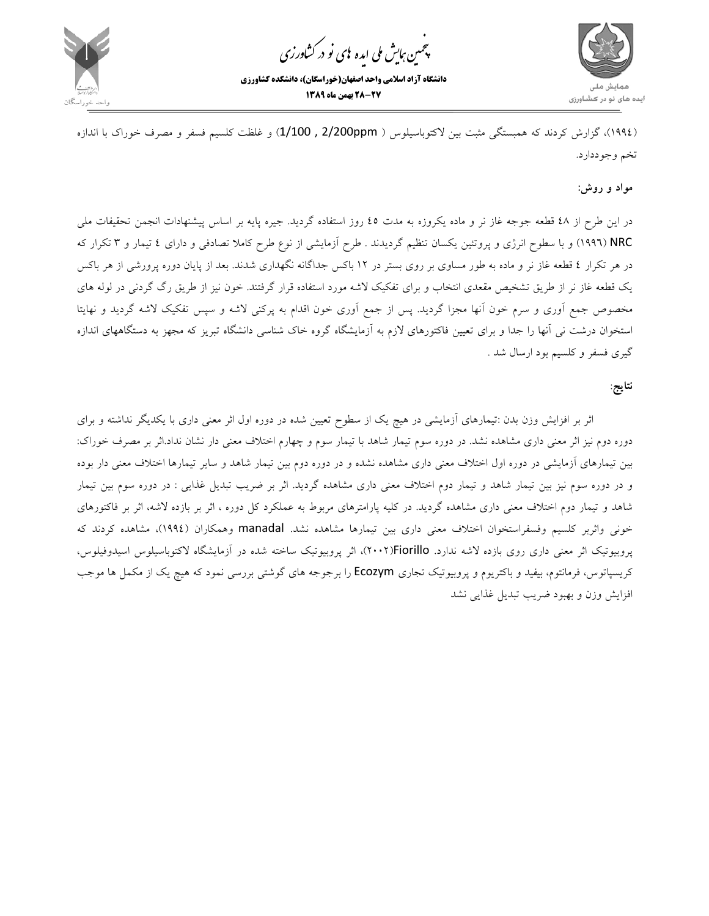(۱۹۹٤)، گزارش کردند که همبستگی مثبت بین لاکتوباسیلوس ( 1/100 , 2/200ppm) و غلظت کلسیم فسفر و مصرف خوراک با اندازه تخم وجوددارد.

**مواد و روش:**

در این طرح از ٤٨ قطعه جوجه غاز نر و ماده یکروزه به مدت ٤٥ روز استفاده گردید. جیره پایه بر اساس پیشنهادات انجمن تحقیقات ملی NRC (۱۹۹٦) و با سطوح انرژی و پروتئین یکسان تنظیم گردیدند . طرح آزمایشی از نوع طرح کاملا تصادفی و دارای ٤ تیمار و ۳ تکرار که در هر تکرار ٤ قطعه غاز نر و ماده به طور مساوی بر روی بستر در ١٢ باکس جداگانه نگهداری شدند. بعد از پایان دوره پرورشی از هر باکس یک قطعه غاز نر از طریق تشخیص مقعدی انتخاب و برای تفکیک لاشه مورد استفاده قرار گرفتند. خون نیز از طریق رگ گردنی در لوله های مخصوص جمع آوری و سرم خون آنها مجزا گردید. پس از جمع آوری خون اقدام به پرکنی لاشه و سپس تفکیک لاشه گردید و نهایتا استخوان درشت نی آنها را جدا و برای تعیین فاکتورهای لازم به آزمایشگاه گروه خاک شناسی دانشگاه تبریز که مجهز به دستگاههای اندازه گیری فسفر و کلسیم بود ارسال شد .

**نتایج:**

اثر بر افزایش وزن بدن :تیمارهای آزمایشی در هیچ یک از سطوح تعیین شده در دوره اول اثر معنی داری با یکدیگر نداشته و برای دوره دوم نیز اثر معنی داری مشاهده نشد. در دوره سوم تیمار شاهد با تیمار سوم و چهارم اختلاف معنی دار نشان نداد.اثر بر مصرف خوراک: بین تیمارهای آزمایشی در دوره اول اختلاف معنی داری مشاهده نشده و در دوره دوم بین تیمار شاهد و سایر تیمارها اختلاف معنی دار بوده و در دوره سوم نیز بین تیمار شاهد و تیمار دوم اختلاف معنی داری مشاهده گردید. اثر بر ضریب تبدیل غذایی : در دوره سوم بین تیمار شاهد و تیمار دوم اختلاف معنی داری مشاهده گردید. در کلیه پارامترهای مربوط به عملکرد کل دوره ، اثر بر بازده لاشه، اثر بر فاکتورهای خونی واثربر کلسیم وفسفراستخوان اختلاف معنی داری بین تیمارها مشاهده نشد. manadal وهمکاران (١٩٩٤)، مشاهده کردند که پروبیوتیک اثر معنی داری روی بازده لاشه ندارد. Fiorillo(۲۰۰۲)، اثر پروبیوتیک ساخته شده در آزمایشگاه لاکتوباسیلوس اسیدوفیلوس، کریسپاتوس، فرمانتوم، بیفید و باکتریوم و پروبیوتیک تجاری Ecozym را برجوجه های گوشتی بررسی نمود که هیچ یک از مکمل ها موجب افزایش وزن و بهبود ضریب تبدیل غذایی نشد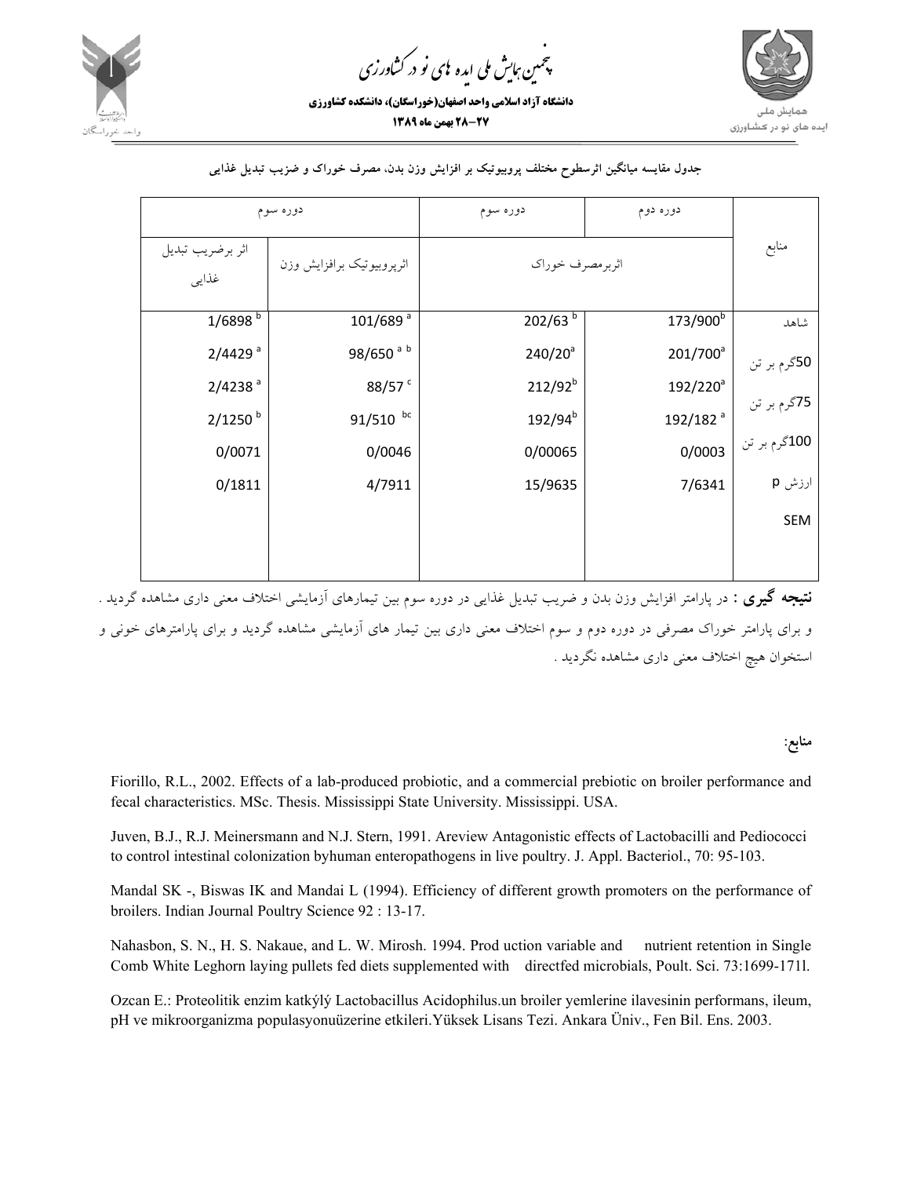جدول مقایسه میانگین اثرسطوح مختلف پروبیوتیک بر افزایش وزن بدن، مصرف خوراک و ضزیب تبدیل غذایی

| منابع | دوره دوم | دوره سوم | دوره سوم | |
|---|---|---|---|---|
| | اثربرمصرف خوراک | | اثرپروبیوتیک برافزایش وزن | اثر برضریب تبدیل غذایی |
| شاهد | 173/900[b] | 202/63[b] | 101/689[a] | 1/6898[b] |
| 50گرم بر تن | 201/700[a] | 240/20[a] | 98/650[a b] | 2/4429[a] |
| 75گرم بر تن | 192/220[a] | 212/92[b] | 88/57[c] | 2/4238[a] |
| 100گرم بر تن | 192/182[a] | 192/94[b] | 91/510[bc] | 2/1250[b] |
| ارزش p | 0/0003 | 0/00065 | 0/0046 | 0/0071 |
| SEM | 7/6341 | 15/9635 | 4/7911 | 0/1811 |

**نتیجه گیری :** در پارامتر افزایش وزن بدن و ضریب تبدیل غذایی در دوره سوم بین تیمارهای آزمایشی اختلاف معنی داری مشاهده گردید . و برای پارامتر خوراک مصرفی در دوره دوم و سوم اختلاف معنی داری بین تیمار های آزمایشی مشاهده گردید و برای پارامترهای خونی و استخوان هیچ اختلاف معنی داری مشاهده نگردید .

**منابع:**

Fiorillo, R.L., 2002. Effects of a lab-produced probiotic, and a commercial prebiotic on broiler performance and fecal characteristics. MSc. Thesis. Mississippi State University. Mississippi. USA.

Juven, B.J., R.J. Meinersmann and N.J. Stern, 1991. Areview Antagonistic effects of Lactobacilli and Pediococci to control intestinal colonization byhuman enteropathogens in live poultry. J. Appl. Bacteriol., 70: 95-103.

Mandal SK -, Biswas IK and Mandai L (1994). Efficiency of different growth promoters on the performance of broilers. Indian Journal Poultry Science 92 : 13-17.

Nahasbon, S. N., H. S. Nakaue, and L. W. Mirosh. 1994. Prod uction variable and nutrient retention in Single Comb White Leghorn laying pullets fed diets supplemented with directfed microbials, Poult. Sci. 73:1699-171l.

Ozcan E.: Proteolitik enzim katkýlý Lactobacillus Acidophilus.un broiler yemlerine ilavesinin performans, ileum, pH ve mikroorganizma populasyonuüzerine etkileri.Yüksek Lisans Tezi. Ankara Üniv., Fen Bil. Ens. 2003.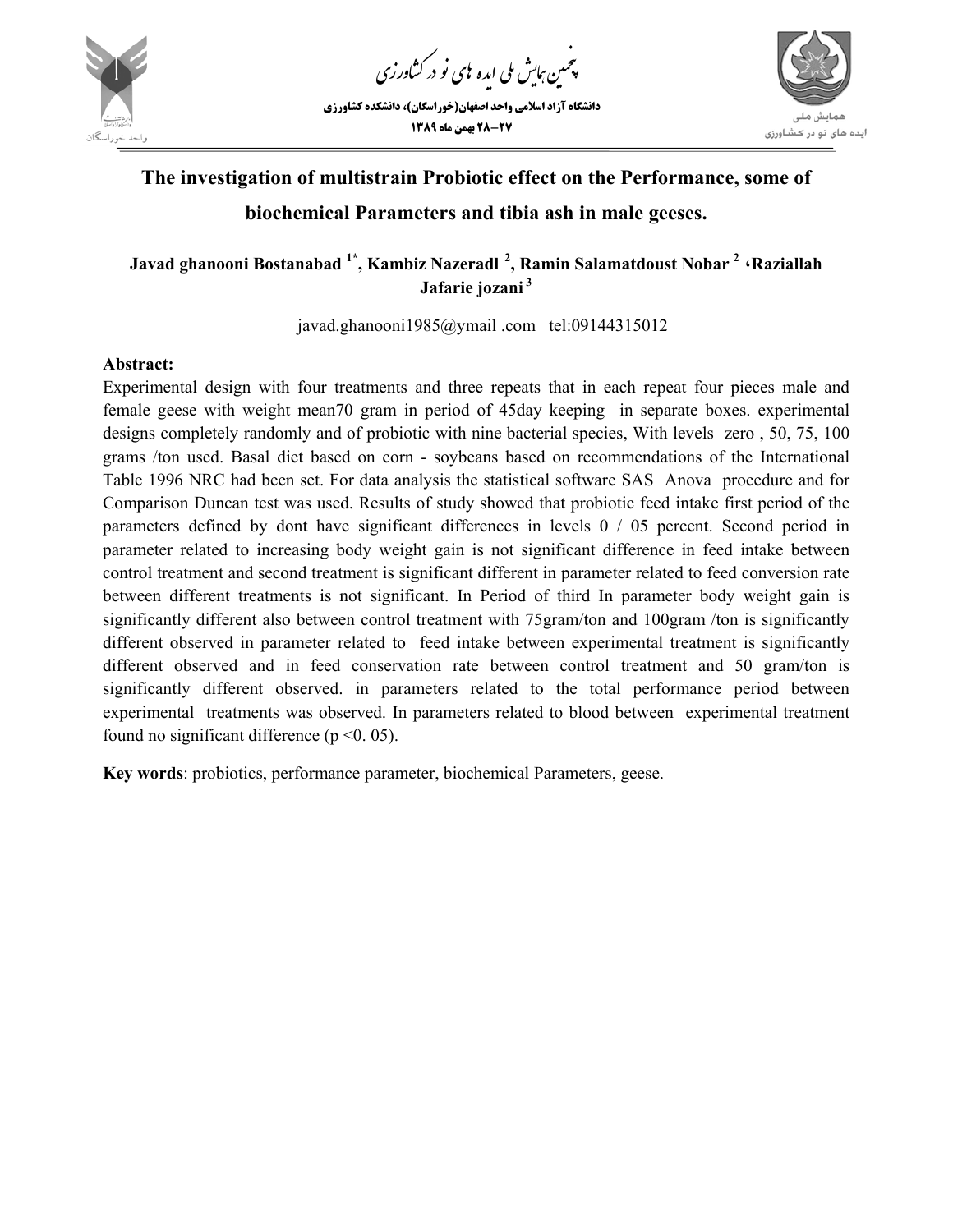# The investigation of multistrain Probiotic effect on the Performance, some of biochemical Parameters and tibia ash in male geeses.

**Javad ghanooni Bostanabad [1*], Kambiz Nazeradl [2], Ramin Salamatdoust Nobar [2] ،Raziallah Jafarie jozani [3]**

javad.ghanooni1985@ymail .com tel:09144315012

**Abstract:**

Experimental design with four treatments and three repeats that in each repeat four pieces male and female geese with weight mean70 gram in period of 45day keeping in separate boxes. experimental designs completely randomly and of probiotic with nine bacterial species, With levels zero , 50, 75, 100 grams /ton used. Basal diet based on corn - soybeans based on recommendations of the International Table 1996 NRC had been set. For data analysis the statistical software SAS Anova procedure and for Comparison Duncan test was used. Results of study showed that probiotic feed intake first period of the parameters defined by dont have significant differences in levels 0 / 05 percent. Second period in parameter related to increasing body weight gain is not significant difference in feed intake between control treatment and second treatment is significant different in parameter related to feed conversion rate between different treatments is not significant. In Period of third In parameter body weight gain is significantly different also between control treatment with 75gram/ton and 100gram /ton is significantly different observed in parameter related to feed intake between experimental treatment is significantly different observed and in feed conservation rate between control treatment and 50 gram/ton is significantly different observed. in parameters related to the total performance period between experimental treatments was observed. In parameters related to blood between experimental treatment found no significant difference ($p < 0.05$).

**Key words**: probiotics, performance parameter, biochemical Parameters, geese.